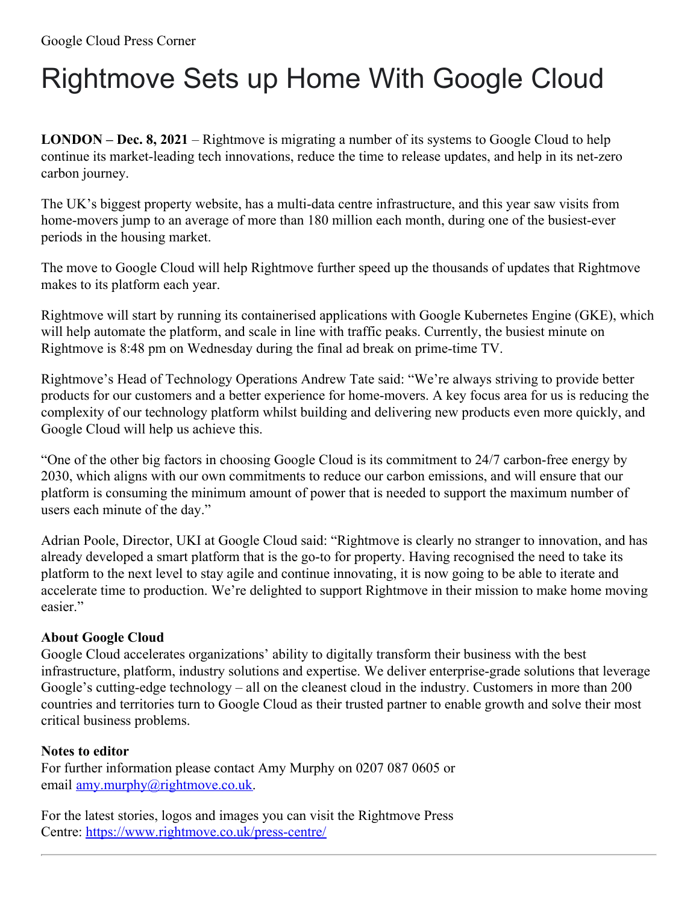Google Cloud Press Corner

# Rightmove Sets up Home With Google Cloud

**LONDON – Dec. 8, 2021** – Rightmove is migrating a number of its systems to Google Cloud to help continue its market-leading tech innovations, reduce the time to release updates, and help in its net-zero carbon journey.

The UK's biggest property website, has a multi-data centre infrastructure, and this year saw visits from home-movers jump to an average of more than 180 million each month, during one of the busiest-ever periods in the housing market.

The move to Google Cloud will help Rightmove further speed up the thousands of updates that Rightmove makes to its platform each year.

Rightmove will start by running its containerised applications with Google Kubernetes Engine (GKE), which will help automate the platform, and scale in line with traffic peaks. Currently, the busiest minute on Rightmove is 8:48 pm on Wednesday during the final ad break on prime-time TV.

Rightmove's Head of Technology Operations Andrew Tate said: "We're always striving to provide better products for our customers and a better experience for home-movers. A key focus area for us is reducing the complexity of our technology platform whilst building and delivering new products even more quickly, and Google Cloud will help us achieve this.

"One of the other big factors in choosing Google Cloud is its commitment to 24/7 carbon-free energy by 2030, which aligns with our own commitments to reduce our carbon emissions, and will ensure that our platform is consuming the minimum amount of power that is needed to support the maximum number of users each minute of the day."

Adrian Poole, Director, UKI at Google Cloud said: "Rightmove is clearly no stranger to innovation, and has already developed a smart platform that is the go-to for property. Having recognised the need to take its platform to the next level to stay agile and continue innovating, it is now going to be able to iterate and accelerate time to production. We're delighted to support Rightmove in their mission to make home moving easier."

**About Google Cloud**
Google Cloud accelerates organizations' ability to digitally transform their business with the best infrastructure, platform, industry solutions and expertise. We deliver enterprise-grade solutions that leverage Google's cutting-edge technology – all on the cleanest cloud in the industry. Customers in more than 200 countries and territories turn to Google Cloud as their trusted partner to enable growth and solve their most critical business problems.

**Notes to editor**
For further information please contact Amy Murphy on 0207 087 0605 or email [amy.murphy@rightmove.co.uk](mailto:amy.murphy@rightmove.co.uk).

For the latest stories, logos and images you can visit the Rightmove Press Centre: [https://www.rightmove.co.uk/press-centre/](https://www.rightmove.co.uk/press-centre/)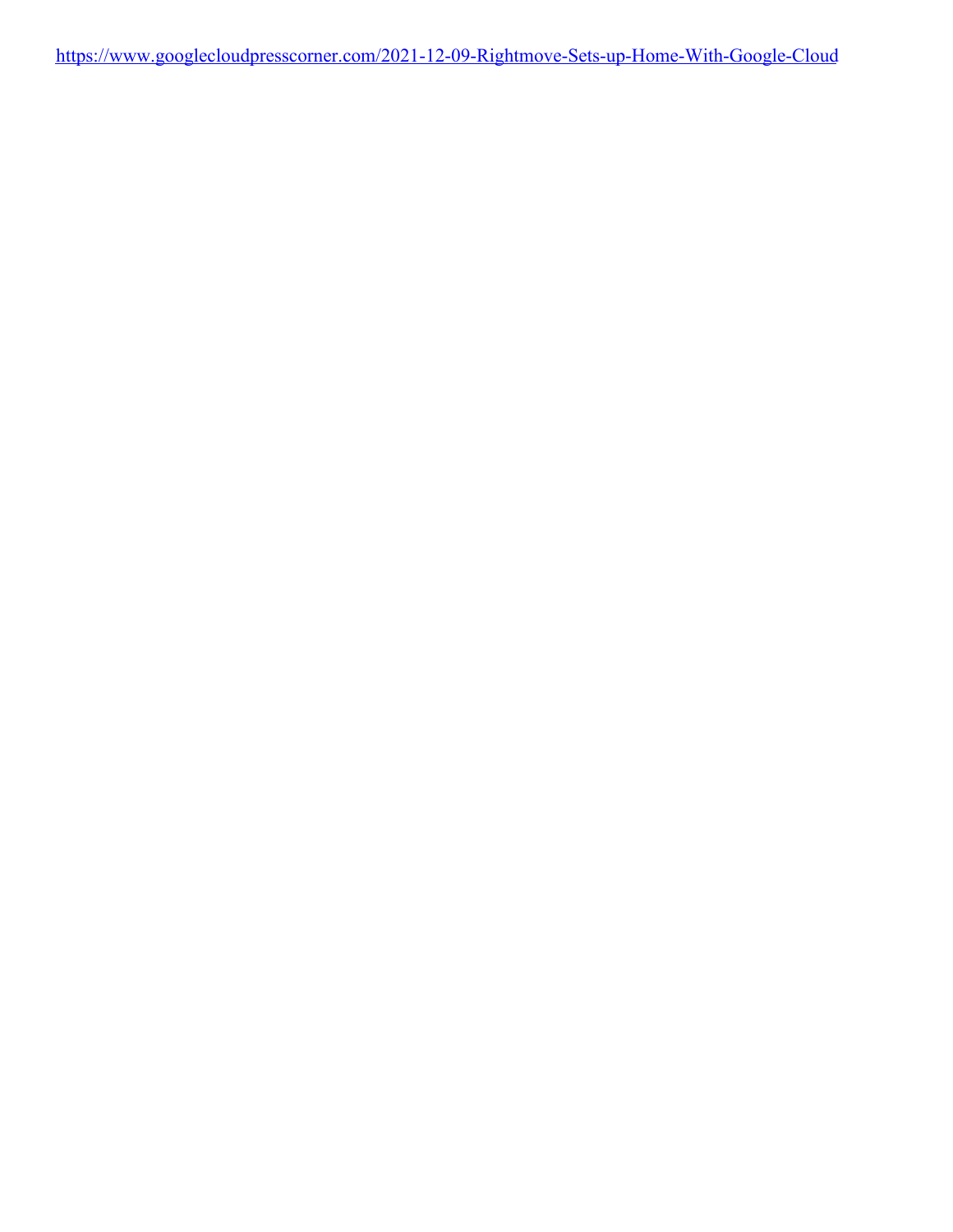https://www.googlecloudpresscorner.com/2021-12-09-Rightmove-Sets-up-Home-With-Google-Cloud